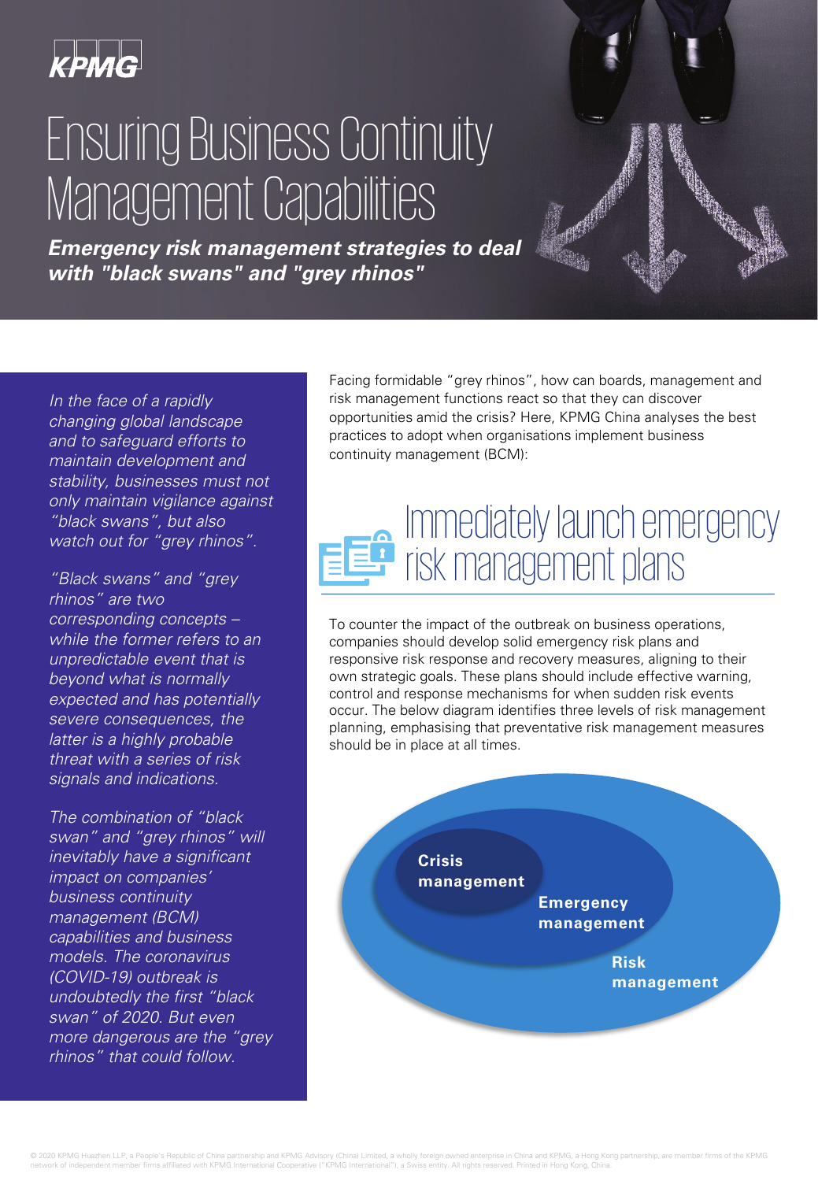KPMG

# Ensuring Business Continuity Management Capabilities

***Emergency risk management strategies to deal with "black swans" and "grey rhinos"***

*In the face of a rapidly changing global landscape and to safeguard efforts to maintain development and stability, businesses must not only maintain vigilance against "black swans", but also watch out for "grey rhinos".*

*"Black swans" and "grey rhinos" are two corresponding concepts – while the former refers to an unpredictable event that is beyond what is normally expected and has potentially severe consequences, the latter is a highly probable threat with a series of risk signals and indications.*

*The combination of "black swan" and "grey rhinos" will inevitably have a significant impact on companies' business continuity management (BCM) capabilities and business models. The coronavirus (COVID-19) outbreak is undoubtedly the first "black swan" of 2020. But even more dangerous are the "grey rhinos" that could follow.*

Facing formidable "grey rhinos", how can boards, management and risk management functions react so that they can discover opportunities amid the crisis? Here, KPMG China analyses the best practices to adopt when organisations implement business continuity management (BCM):

## Immediately launch emergency risk management plans

To counter the impact of the outbreak on business operations, companies should develop solid emergency risk plans and responsive risk response and recovery measures, aligning to their own strategic goals. These plans should include effective warning, control and response mechanisms for when sudden risk events occur. The below diagram identifies three levels of risk management planning, emphasising that preventative risk management measures should be in place at all times.

**Crisis management**

**Emergency management**

**Risk management**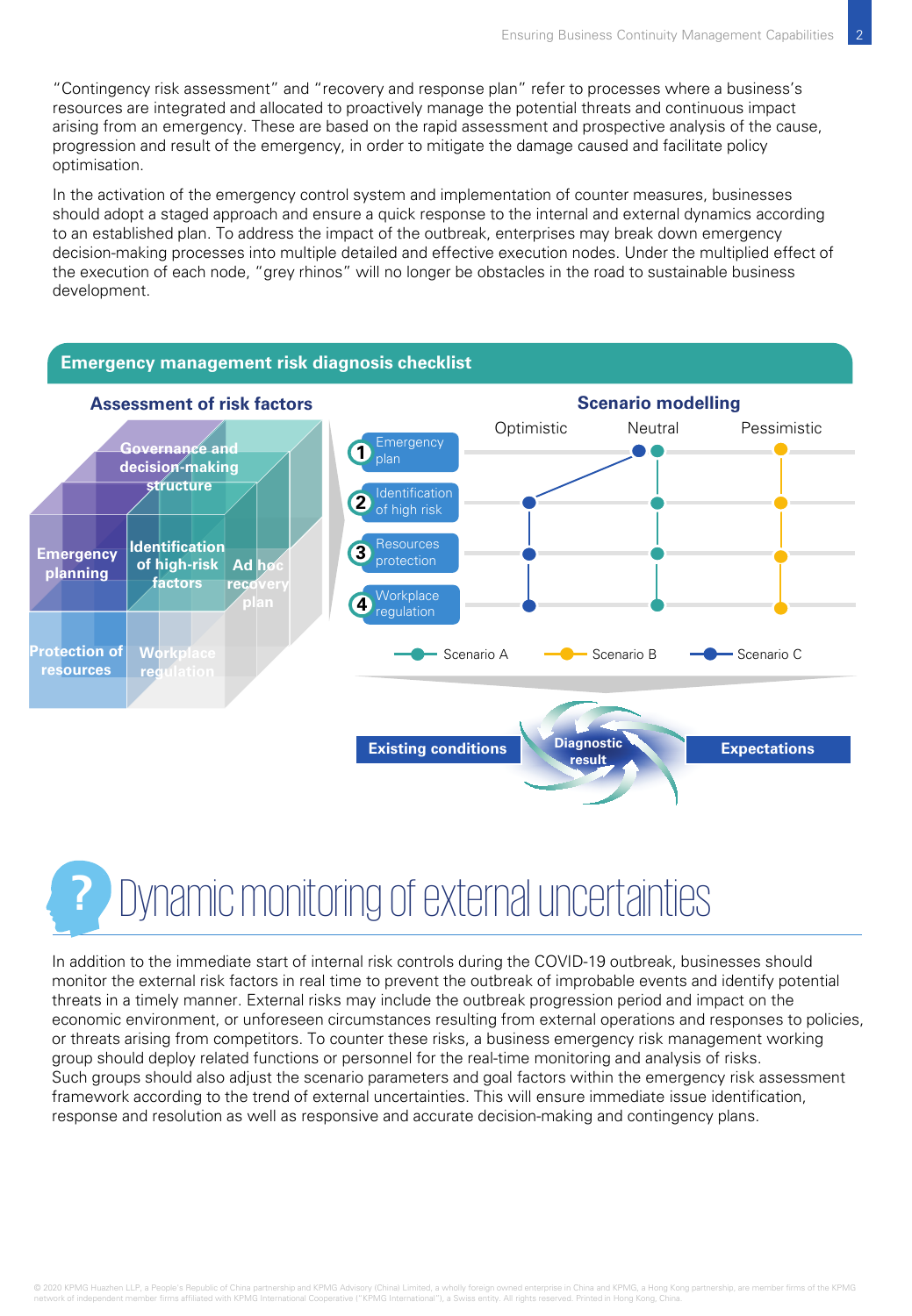"Contingency risk assessment" and "recovery and response plan" refer to processes where a business's resources are integrated and allocated to proactively manage the potential threats and continuous impact arising from an emergency. These are based on the rapid assessment and prospective analysis of the cause, progression and result of the emergency, in order to mitigate the damage caused and facilitate policy optimisation.

In the activation of the emergency control system and implementation of counter measures, businesses should adopt a staged approach and ensure a quick response to the internal and external dynamics according to an established plan. To address the impact of the outbreak, enterprises may break down emergency decision-making processes into multiple detailed and effective execution nodes. Under the multiplied effect of the execution of each node, "grey rhinos" will no longer be obstacles in the road to sustainable business development.

**Emergency management risk diagnosis checklist**

**Assessment of risk factors**

- Governance and decision-making structure
- Emergency planning
- Identification of high-risk factors
- Ad hoc recovery plan
- Protection of resources
- Workplace regulation

**Scenario modelling**

| | Optimistic | Neutral | Pessimistic |
|---|---|---|---|
| 1 Emergency plan | | | |
| 2 Identification of high risk | | | |
| 3 Resources protection | | | |
| 4 Workplace regulation | | | |

Scenario A — Scenario B — Scenario C

**Existing conditions** → **Diagnostic result** → **Expectations**

# Dynamic monitoring of external uncertainties

In addition to the immediate start of internal risk controls during the COVID-19 outbreak, businesses should monitor the external risk factors in real time to prevent the outbreak of improbable events and identify potential threats in a timely manner. External risks may include the outbreak progression period and impact on the economic environment, or unforeseen circumstances resulting from external operations and responses to policies, or threats arising from competitors. To counter these risks, a business emergency risk management working group should deploy related functions or personnel for the real-time monitoring and analysis of risks.
Such groups should also adjust the scenario parameters and goal factors within the emergency risk assessment framework according to the trend of external uncertainties. This will ensure immediate issue identification, response and resolution as well as responsive and accurate decision-making and contingency plans.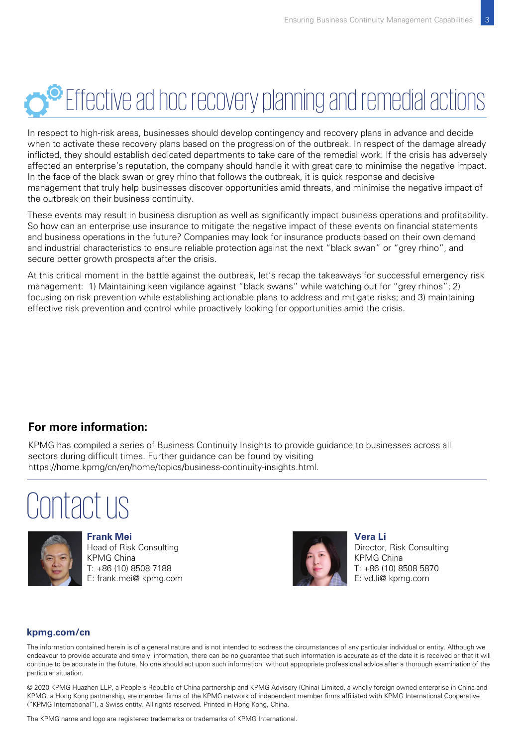# Effective ad hoc recovery planning and remedial actions

In respect to high-risk areas, businesses should develop contingency and recovery plans in advance and decide when to activate these recovery plans based on the progression of the outbreak. In respect of the damage already inflicted, they should establish dedicated departments to take care of the remedial work. If the crisis has adversely affected an enterprise's reputation, the company should handle it with great care to minimise the negative impact. In the face of the black swan or grey rhino that follows the outbreak, it is quick response and decisive management that truly help businesses discover opportunities amid threats, and minimise the negative impact of the outbreak on their business continuity.

These events may result in business disruption as well as significantly impact business operations and profitability. So how can an enterprise use insurance to mitigate the negative impact of these events on financial statements and business operations in the future? Companies may look for insurance products based on their own demand and industrial characteristics to ensure reliable protection against the next "black swan" or "grey rhino", and secure better growth prospects after the crisis.

At this critical moment in the battle against the outbreak, let's recap the takeaways for successful emergency risk management: 1) Maintaining keen vigilance against "black swans" while watching out for "grey rhinos"; 2) focusing on risk prevention while establishing actionable plans to address and mitigate risks; and 3) maintaining effective risk prevention and control while proactively looking for opportunities amid the crisis.

**For more information:**

KPMG has compiled a series of Business Continuity Insights to provide guidance to businesses across all sectors during difficult times. Further guidance can be found by visiting https://home.kpmg/cn/en/home/topics/business-continuity-insights.html.

# Contact us

**Frank Mei**
Head of Risk Consulting
KPMG China
T: +86 (10) 8508 7188
E: frank.mei@ kpmg.com

**Vera Li**
Director, Risk Consulting
KPMG China
T: +86 (10) 8508 5870
E: vd.li@ kpmg.com

**kpmg.com/cn**

The information contained herein is of a general nature and is not intended to address the circumstances of any particular individual or entity. Although we endeavour to provide accurate and timely information, there can be no guarantee that such information is accurate as of the date it is received or that it will continue to be accurate in the future. No one should act upon such information without appropriate professional advice after a thorough examination of the particular situation.

© 2020 KPMG Huazhen LLP, a People's Republic of China partnership and KPMG Advisory (China) Limited, a wholly foreign owned enterprise in China and KPMG, a Hong Kong partnership, are member firms of the KPMG network of independent member firms affiliated with KPMG International Cooperative ("KPMG International"), a Swiss entity. All rights reserved. Printed in Hong Kong, China.

The KPMG name and logo are registered trademarks or trademarks of KPMG International.